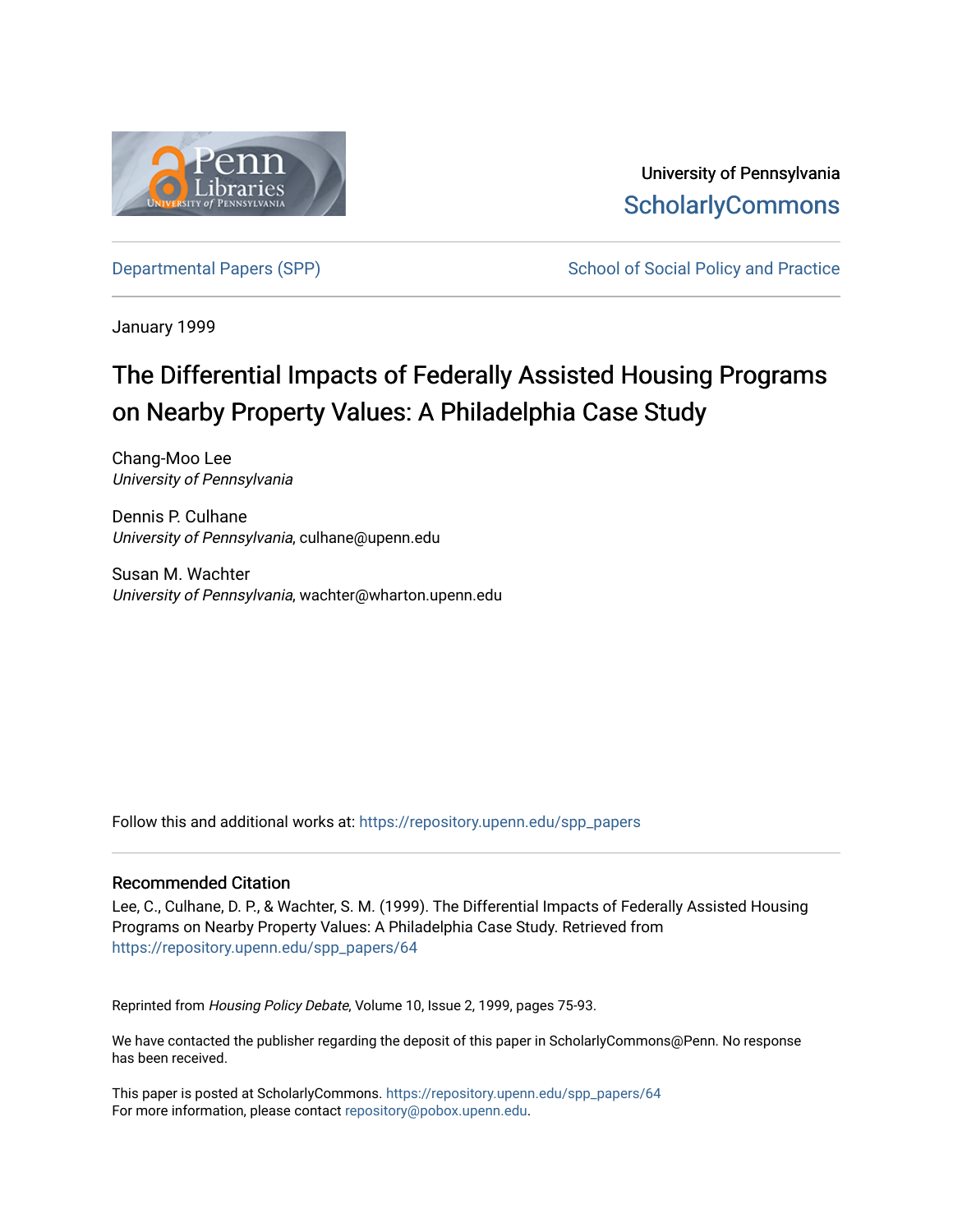University of Pennsylvania
ScholarlyCommons

Departmental Papers (SPP) | School of Social Policy and Practice

January 1999

# The Differential Impacts of Federally Assisted Housing Programs on Nearby Property Values: A Philadelphia Case Study

Chang-Moo Lee
*University of Pennsylvania*

Dennis P. Culhane
*University of Pennsylvania*, culhane@upenn.edu

Susan M. Wachter
*University of Pennsylvania*, wachter@wharton.upenn.edu

Follow this and additional works at: https://repository.upenn.edu/spp_papers

## Recommended Citation

Lee, C., Culhane, D. P., & Wachter, S. M. (1999). The Differential Impacts of Federally Assisted Housing Programs on Nearby Property Values: A Philadelphia Case Study. Retrieved from https://repository.upenn.edu/spp_papers/64

Reprinted from *Housing Policy Debate*, Volume 10, Issue 2, 1999, pages 75-93.

We have contacted the publisher regarding the deposit of this paper in ScholarlyCommons@Penn. No response has been received.

This paper is posted at ScholarlyCommons. https://repository.upenn.edu/spp_papers/64
For more information, please contact repository@pobox.upenn.edu.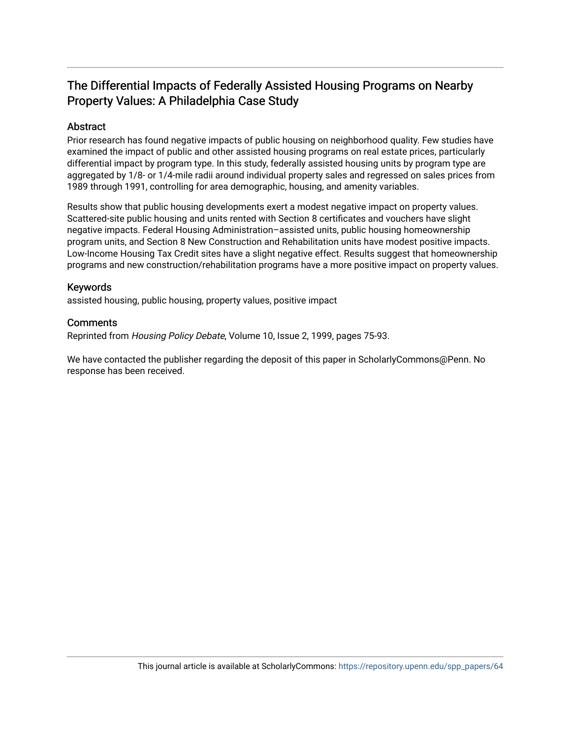# The Differential Impacts of Federally Assisted Housing Programs on Nearby Property Values: A Philadelphia Case Study

## Abstract

Prior research has found negative impacts of public housing on neighborhood quality. Few studies have examined the impact of public and other assisted housing programs on real estate prices, particularly differential impact by program type. In this study, federally assisted housing units by program type are aggregated by 1/8- or 1/4-mile radii around individual property sales and regressed on sales prices from 1989 through 1991, controlling for area demographic, housing, and amenity variables.

Results show that public housing developments exert a modest negative impact on property values. Scattered-site public housing and units rented with Section 8 certificates and vouchers have slight negative impacts. Federal Housing Administration–assisted units, public housing homeownership program units, and Section 8 New Construction and Rehabilitation units have modest positive impacts. Low-Income Housing Tax Credit sites have a slight negative effect. Results suggest that homeownership programs and new construction/rehabilitation programs have a more positive impact on property values.

## Keywords

assisted housing, public housing, property values, positive impact

## Comments

Reprinted from *Housing Policy Debate*, Volume 10, Issue 2, 1999, pages 75-93.

We have contacted the publisher regarding the deposit of this paper in ScholarlyCommons@Penn. No response has been received.

This journal article is available at ScholarlyCommons: https://repository.upenn.edu/spp_papers/64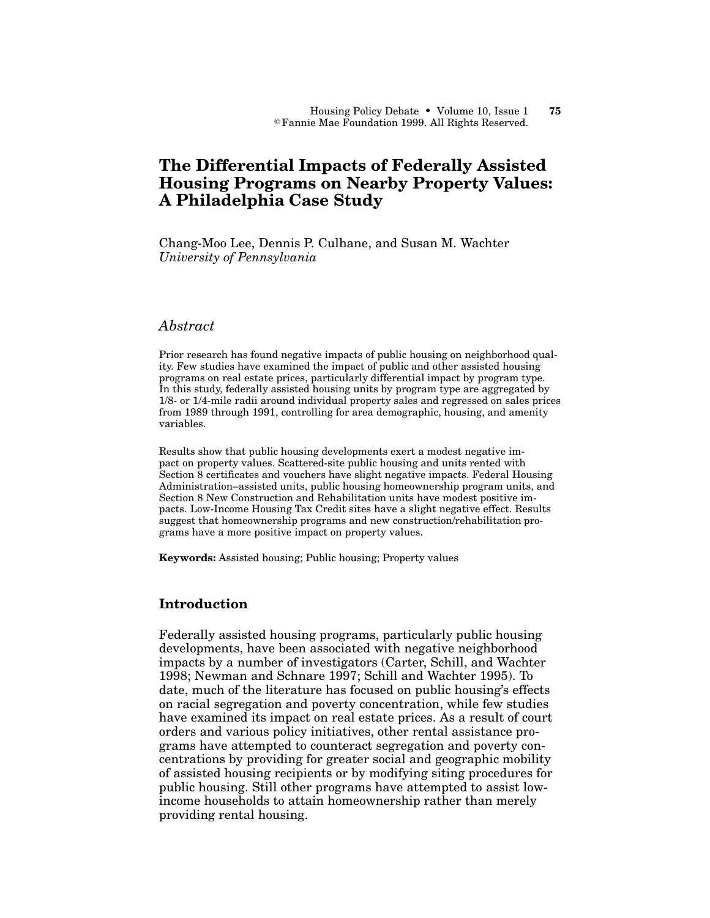# The Differential Impacts of Federally Assisted Housing Programs on Nearby Property Values: A Philadelphia Case Study

Chang-Moo Lee, Dennis P. Culhane, and Susan M. Wachter
*University of Pennsylvania*

## *Abstract*

Prior research has found negative impacts of public housing on neighborhood quality. Few studies have examined the impact of public and other assisted housing programs on real estate prices, particularly differential impact by program type. In this study, federally assisted housing units by program type are aggregated by 1/8- or 1/4-mile radii around individual property sales and regressed on sales prices from 1989 through 1991, controlling for area demographic, housing, and amenity variables.

Results show that public housing developments exert a modest negative impact on property values. Scattered-site public housing and units rented with Section 8 certificates and vouchers have slight negative impacts. Federal Housing Administration–assisted units, public housing homeownership program units, and Section 8 New Construction and Rehabilitation units have modest positive impacts. Low-Income Housing Tax Credit sites have a slight negative effect. Results suggest that homeownership programs and new construction/rehabilitation programs have a more positive impact on property values.

**Keywords:** Assisted housing; Public housing; Property values

## Introduction

Federally assisted housing programs, particularly public housing developments, have been associated with negative neighborhood impacts by a number of investigators (Carter, Schill, and Wachter 1998; Newman and Schnare 1997; Schill and Wachter 1995). To date, much of the literature has focused on public housing's effects on racial segregation and poverty concentration, while few studies have examined its impact on real estate prices. As a result of court orders and various policy initiatives, other rental assistance programs have attempted to counteract segregation and poverty concentrations by providing for greater social and geographic mobility of assisted housing recipients or by modifying siting procedures for public housing. Still other programs have attempted to assist low-income households to attain homeownership rather than merely providing rental housing.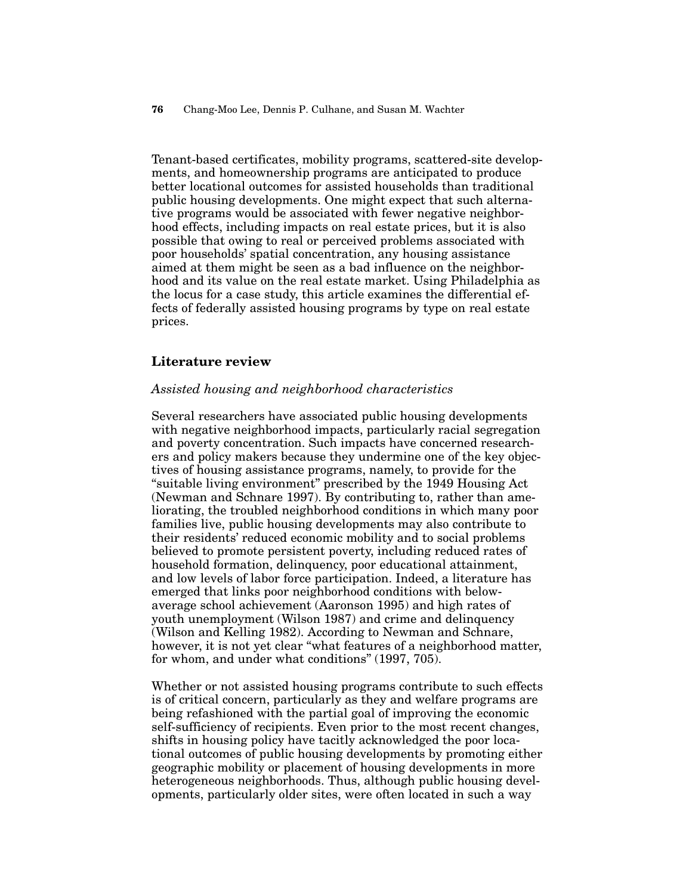Tenant-based certificates, mobility programs, scattered-site developments, and homeownership programs are anticipated to produce better locational outcomes for assisted households than traditional public housing developments. One might expect that such alternative programs would be associated with fewer negative neighborhood effects, including impacts on real estate prices, but it is also possible that owing to real or perceived problems associated with poor households' spatial concentration, any housing assistance aimed at them might be seen as a bad influence on the neighborhood and its value on the real estate market. Using Philadelphia as the locus for a case study, this article examines the differential effects of federally assisted housing programs by type on real estate prices.

## Literature review

### *Assisted housing and neighborhood characteristics*

Several researchers have associated public housing developments with negative neighborhood impacts, particularly racial segregation and poverty concentration. Such impacts have concerned researchers and policy makers because they undermine one of the key objectives of housing assistance programs, namely, to provide for the "suitable living environment" prescribed by the 1949 Housing Act (Newman and Schnare 1997). By contributing to, rather than ameliorating, the troubled neighborhood conditions in which many poor families live, public housing developments may also contribute to their residents' reduced economic mobility and to social problems believed to promote persistent poverty, including reduced rates of household formation, delinquency, poor educational attainment, and low levels of labor force participation. Indeed, a literature has emerged that links poor neighborhood conditions with below-average school achievement (Aaronson 1995) and high rates of youth unemployment (Wilson 1987) and crime and delinquency (Wilson and Kelling 1982). According to Newman and Schnare, however, it is not yet clear "what features of a neighborhood matter, for whom, and under what conditions" (1997, 705).

Whether or not assisted housing programs contribute to such effects is of critical concern, particularly as they and welfare programs are being refashioned with the partial goal of improving the economic self-sufficiency of recipients. Even prior to the most recent changes, shifts in housing policy have tacitly acknowledged the poor locational outcomes of public housing developments by promoting either geographic mobility or placement of housing developments in more heterogeneous neighborhoods. Thus, although public housing developments, particularly older sites, were often located in such a way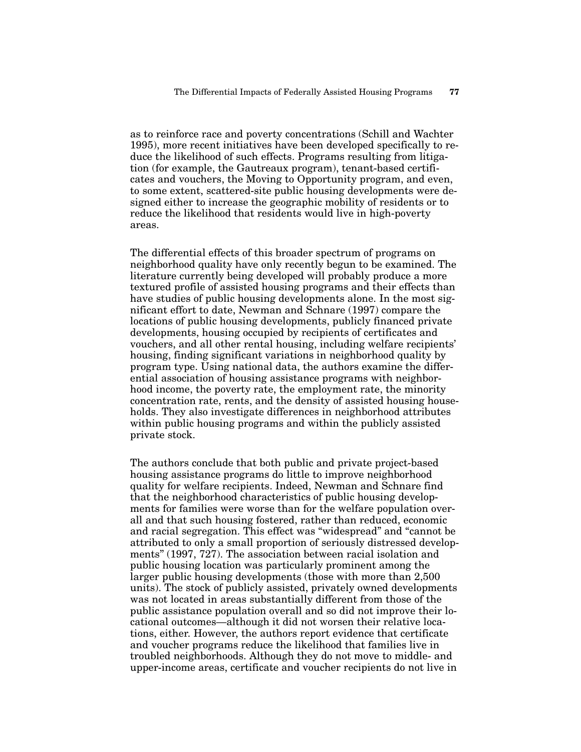as to reinforce race and poverty concentrations (Schill and Wachter 1995), more recent initiatives have been developed specifically to reduce the likelihood of such effects. Programs resulting from litigation (for example, the Gautreaux program), tenant-based certificates and vouchers, the Moving to Opportunity program, and even, to some extent, scattered-site public housing developments were designed either to increase the geographic mobility of residents or to reduce the likelihood that residents would live in high-poverty areas.

The differential effects of this broader spectrum of programs on neighborhood quality have only recently begun to be examined. The literature currently being developed will probably produce a more textured profile of assisted housing programs and their effects than have studies of public housing developments alone. In the most significant effort to date, Newman and Schnare (1997) compare the locations of public housing developments, publicly financed private developments, housing occupied by recipients of certificates and vouchers, and all other rental housing, including welfare recipients' housing, finding significant variations in neighborhood quality by program type. Using national data, the authors examine the differential association of housing assistance programs with neighborhood income, the poverty rate, the employment rate, the minority concentration rate, rents, and the density of assisted housing households. They also investigate differences in neighborhood attributes within public housing programs and within the publicly assisted private stock.

The authors conclude that both public and private project-based housing assistance programs do little to improve neighborhood quality for welfare recipients. Indeed, Newman and Schnare find that the neighborhood characteristics of public housing developments for families were worse than for the welfare population overall and that such housing fostered, rather than reduced, economic and racial segregation. This effect was "widespread" and "cannot be attributed to only a small proportion of seriously distressed developments" (1997, 727). The association between racial isolation and public housing location was particularly prominent among the larger public housing developments (those with more than 2,500 units). The stock of publicly assisted, privately owned developments was not located in areas substantially different from those of the public assistance population overall and so did not improve their locational outcomes—although it did not worsen their relative locations, either. However, the authors report evidence that certificate and voucher programs reduce the likelihood that families live in troubled neighborhoods. Although they do not move to middle- and upper-income areas, certificate and voucher recipients do not live in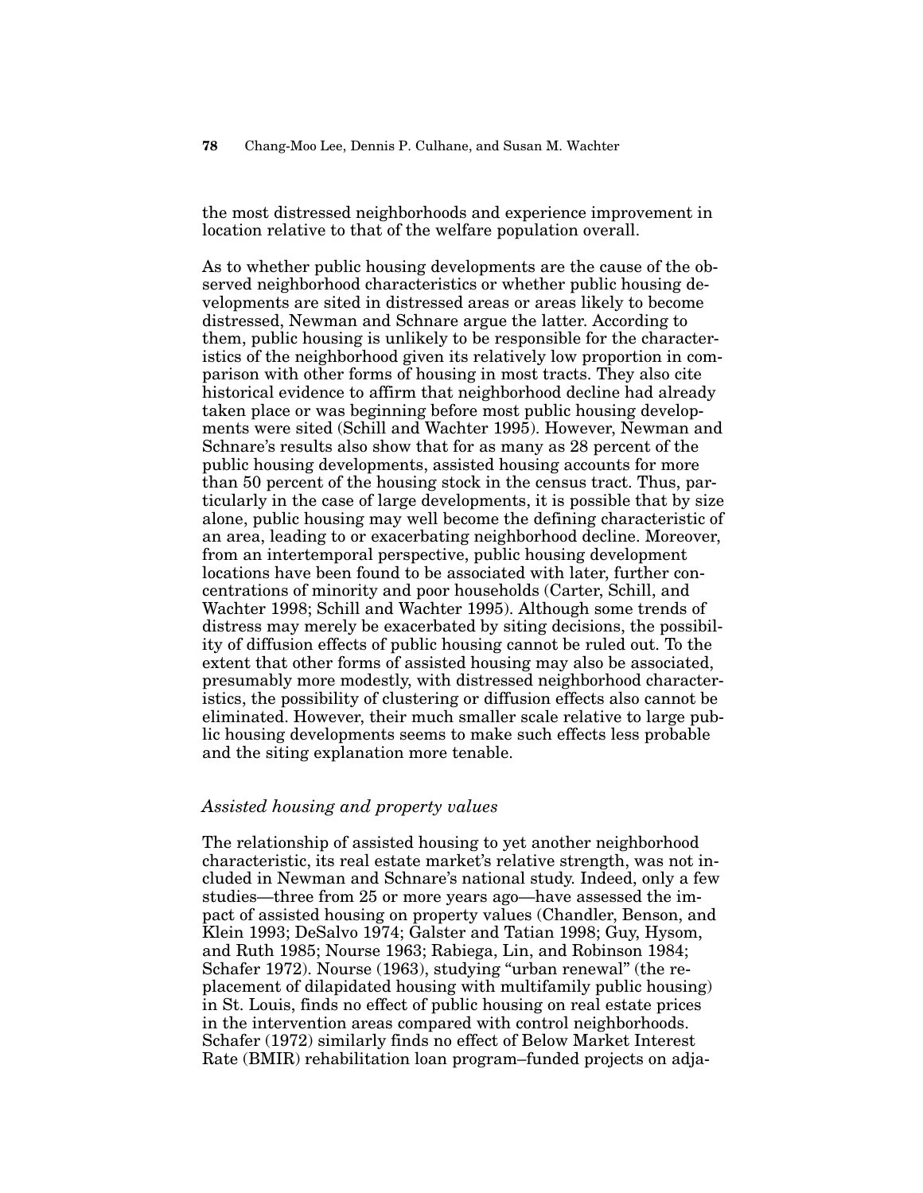the most distressed neighborhoods and experience improvement in location relative to that of the welfare population overall.

As to whether public housing developments are the cause of the observed neighborhood characteristics or whether public housing developments are sited in distressed areas or areas likely to become distressed, Newman and Schnare argue the latter. According to them, public housing is unlikely to be responsible for the characteristics of the neighborhood given its relatively low proportion in comparison with other forms of housing in most tracts. They also cite historical evidence to affirm that neighborhood decline had already taken place or was beginning before most public housing developments were sited (Schill and Wachter 1995). However, Newman and Schnare's results also show that for as many as 28 percent of the public housing developments, assisted housing accounts for more than 50 percent of the housing stock in the census tract. Thus, particularly in the case of large developments, it is possible that by size alone, public housing may well become the defining characteristic of an area, leading to or exacerbating neighborhood decline. Moreover, from an intertemporal perspective, public housing development locations have been found to be associated with later, further concentrations of minority and poor households (Carter, Schill, and Wachter 1998; Schill and Wachter 1995). Although some trends of distress may merely be exacerbated by siting decisions, the possibility of diffusion effects of public housing cannot be ruled out. To the extent that other forms of assisted housing may also be associated, presumably more modestly, with distressed neighborhood characteristics, the possibility of clustering or diffusion effects also cannot be eliminated. However, their much smaller scale relative to large public housing developments seems to make such effects less probable and the siting explanation more tenable.

### *Assisted housing and property values*

The relationship of assisted housing to yet another neighborhood characteristic, its real estate market's relative strength, was not included in Newman and Schnare's national study. Indeed, only a few studies—three from 25 or more years ago—have assessed the impact of assisted housing on property values (Chandler, Benson, and Klein 1993; DeSalvo 1974; Galster and Tatian 1998; Guy, Hysom, and Ruth 1985; Nourse 1963; Rabiega, Lin, and Robinson 1984; Schafer 1972). Nourse (1963), studying "urban renewal" (the replacement of dilapidated housing with multifamily public housing) in St. Louis, finds no effect of public housing on real estate prices in the intervention areas compared with control neighborhoods. Schafer (1972) similarly finds no effect of Below Market Interest Rate (BMIR) rehabilitation loan program–funded projects on adja-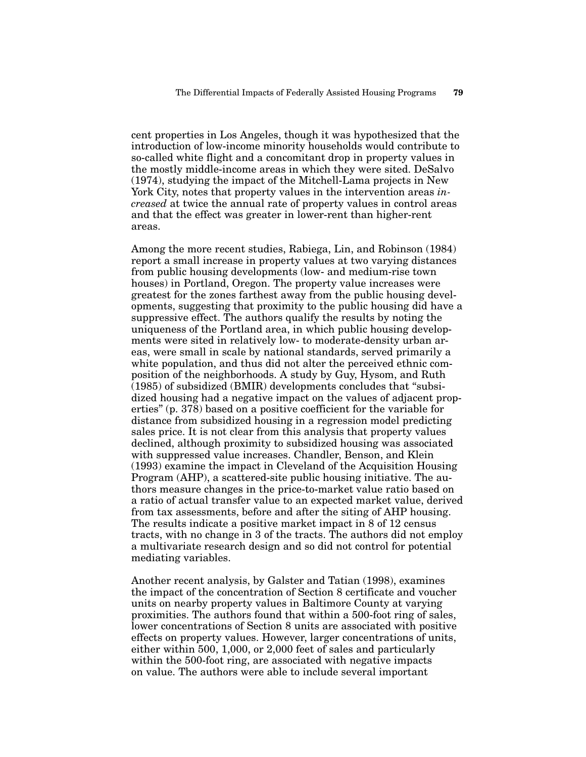cent properties in Los Angeles, though it was hypothesized that the introduction of low-income minority households would contribute to so-called white flight and a concomitant drop in property values in the mostly middle-income areas in which they were sited. DeSalvo (1974), studying the impact of the Mitchell-Lama projects in New York City, notes that property values in the intervention areas *increased* at twice the annual rate of property values in control areas and that the effect was greater in lower-rent than higher-rent areas.

Among the more recent studies, Rabiega, Lin, and Robinson (1984) report a small increase in property values at two varying distances from public housing developments (low- and medium-rise town houses) in Portland, Oregon. The property value increases were greatest for the zones farthest away from the public housing developments, suggesting that proximity to the public housing did have a suppressive effect. The authors qualify the results by noting the uniqueness of the Portland area, in which public housing developments were sited in relatively low- to moderate-density urban areas, were small in scale by national standards, served primarily a white population, and thus did not alter the perceived ethnic composition of the neighborhoods. A study by Guy, Hysom, and Ruth (1985) of subsidized (BMIR) developments concludes that "subsidized housing had a negative impact on the values of adjacent properties" (p. 378) based on a positive coefficient for the variable for distance from subsidized housing in a regression model predicting sales price. It is not clear from this analysis that property values declined, although proximity to subsidized housing was associated with suppressed value increases. Chandler, Benson, and Klein (1993) examine the impact in Cleveland of the Acquisition Housing Program (AHP), a scattered-site public housing initiative. The authors measure changes in the price-to-market value ratio based on a ratio of actual transfer value to an expected market value, derived from tax assessments, before and after the siting of AHP housing. The results indicate a positive market impact in 8 of 12 census tracts, with no change in 3 of the tracts. The authors did not employ a multivariate research design and so did not control for potential mediating variables.

Another recent analysis, by Galster and Tatian (1998), examines the impact of the concentration of Section 8 certificate and voucher units on nearby property values in Baltimore County at varying proximities. The authors found that within a 500-foot ring of sales, lower concentrations of Section 8 units are associated with positive effects on property values. However, larger concentrations of units, either within 500, 1,000, or 2,000 feet of sales and particularly within the 500-foot ring, are associated with negative impacts on value. The authors were able to include several important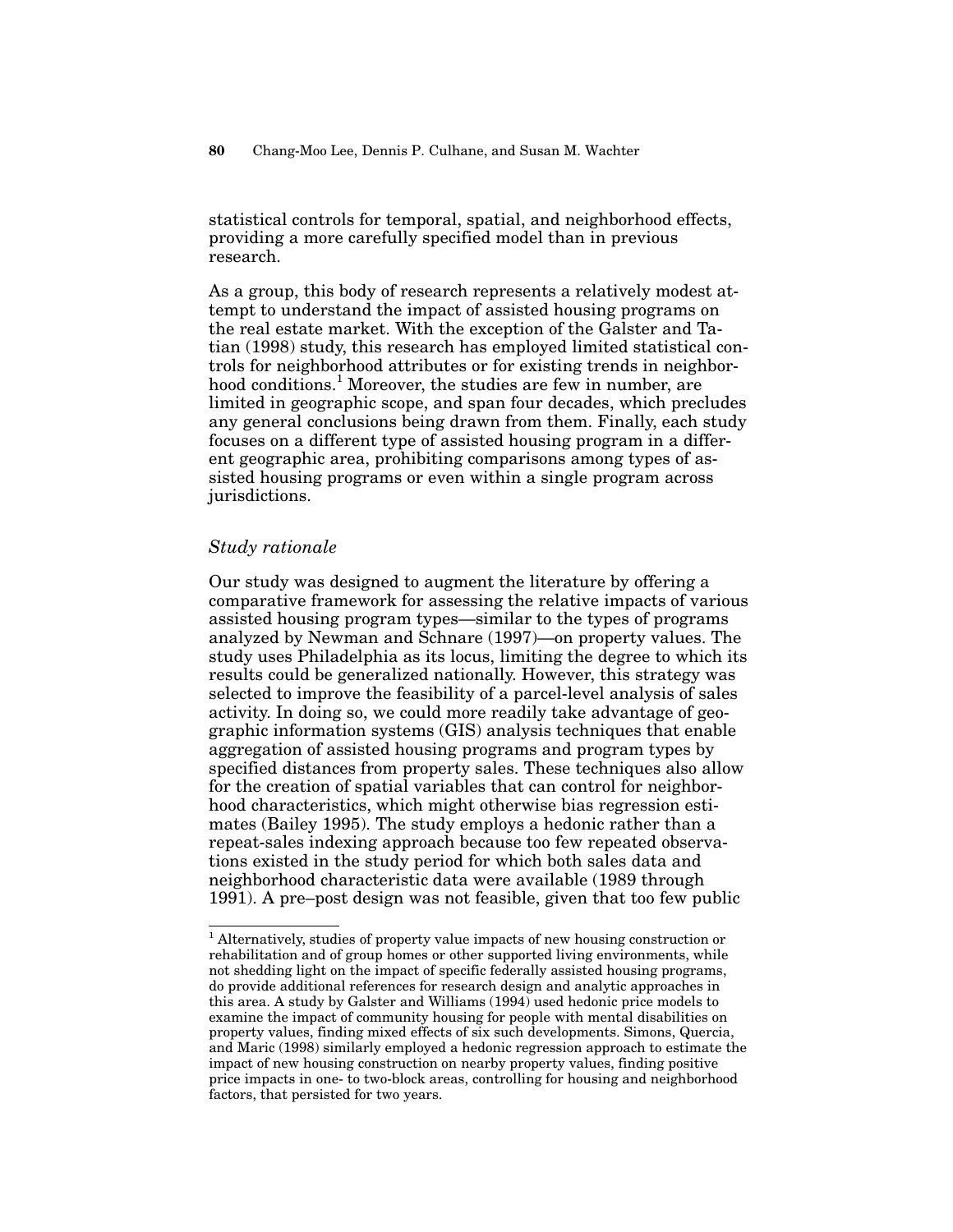statistical controls for temporal, spatial, and neighborhood effects, providing a more carefully specified model than in previous research.

As a group, this body of research represents a relatively modest attempt to understand the impact of assisted housing programs on the real estate market. With the exception of the Galster and Tatian (1998) study, this research has employed limited statistical controls for neighborhood attributes or for existing trends in neighborhood conditions.[1] Moreover, the studies are few in number, are limited in geographic scope, and span four decades, which precludes any general conclusions being drawn from them. Finally, each study focuses on a different type of assisted housing program in a different geographic area, prohibiting comparisons among types of assisted housing programs or even within a single program across jurisdictions.

### *Study rationale*

Our study was designed to augment the literature by offering a comparative framework for assessing the relative impacts of various assisted housing program types—similar to the types of programs analyzed by Newman and Schnare (1997)—on property values. The study uses Philadelphia as its locus, limiting the degree to which its results could be generalized nationally. However, this strategy was selected to improve the feasibility of a parcel-level analysis of sales activity. In doing so, we could more readily take advantage of geographic information systems (GIS) analysis techniques that enable aggregation of assisted housing programs and program types by specified distances from property sales. These techniques also allow for the creation of spatial variables that can control for neighborhood characteristics, which might otherwise bias regression estimates (Bailey 1995). The study employs a hedonic rather than a repeat-sales indexing approach because too few repeated observations existed in the study period for which both sales data and neighborhood characteristic data were available (1989 through 1991). A pre–post design was not feasible, given that too few public

---

[1] Alternatively, studies of property value impacts of new housing construction or rehabilitation and of group homes or other supported living environments, while not shedding light on the impact of specific federally assisted housing programs, do provide additional references for research design and analytic approaches in this area. A study by Galster and Williams (1994) used hedonic price models to examine the impact of community housing for people with mental disabilities on property values, finding mixed effects of six such developments. Simons, Quercia, and Maric (1998) similarly employed a hedonic regression approach to estimate the impact of new housing construction on nearby property values, finding positive price impacts in one- to two-block areas, controlling for housing and neighborhood factors, that persisted for two years.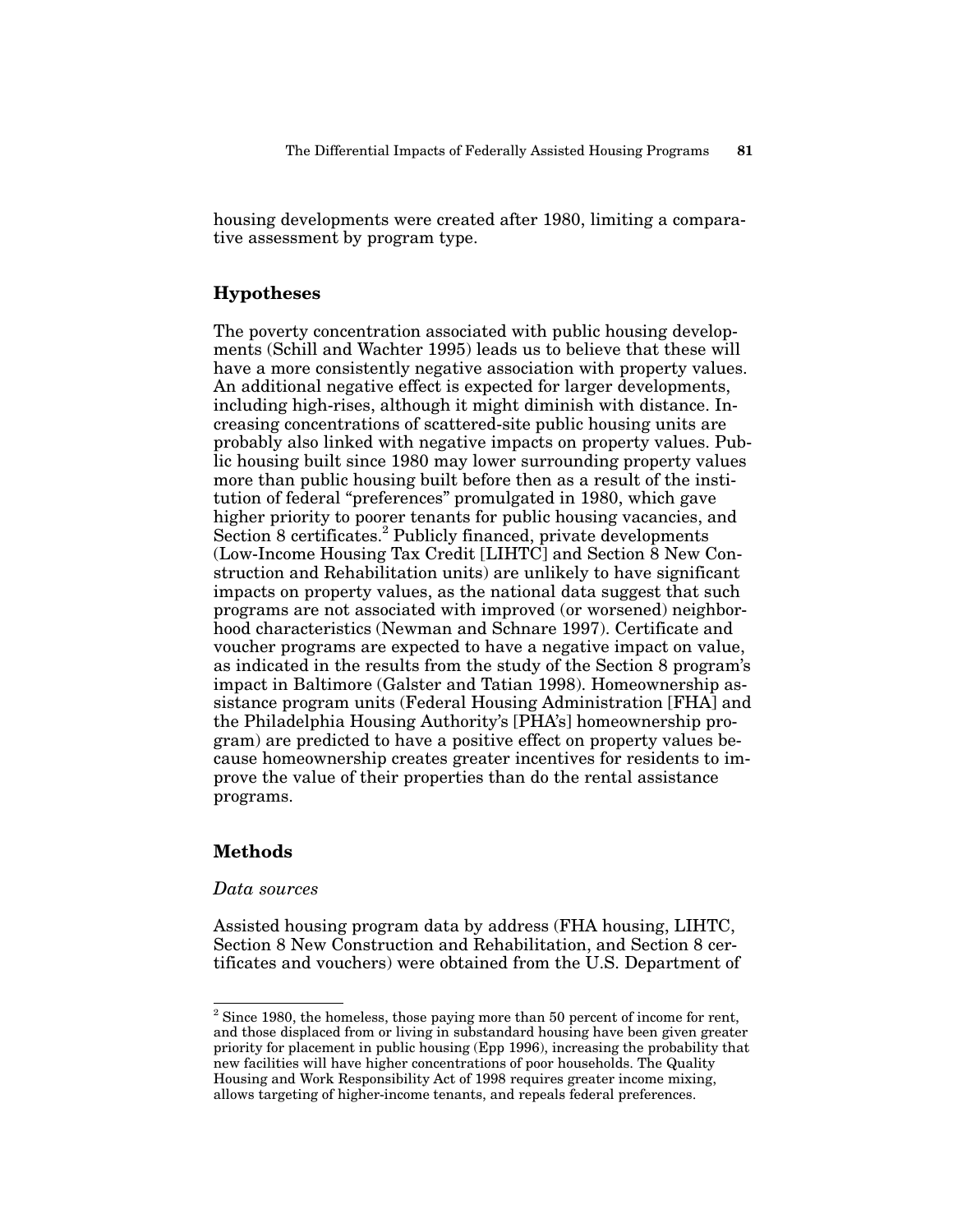housing developments were created after 1980, limiting a comparative assessment by program type.

## Hypotheses

The poverty concentration associated with public housing developments (Schill and Wachter 1995) leads us to believe that these will have a more consistently negative association with property values. An additional negative effect is expected for larger developments, including high-rises, although it might diminish with distance. Increasing concentrations of scattered-site public housing units are probably also linked with negative impacts on property values. Public housing built since 1980 may lower surrounding property values more than public housing built before then as a result of the institution of federal "preferences" promulgated in 1980, which gave higher priority to poorer tenants for public housing vacancies, and Section 8 certificates.[2] Publicly financed, private developments (Low-Income Housing Tax Credit [LIHTC] and Section 8 New Construction and Rehabilitation units) are unlikely to have significant impacts on property values, as the national data suggest that such programs are not associated with improved (or worsened) neighborhood characteristics (Newman and Schnare 1997). Certificate and voucher programs are expected to have a negative impact on value, as indicated in the results from the study of the Section 8 program's impact in Baltimore (Galster and Tatian 1998). Homeownership assistance program units (Federal Housing Administration [FHA] and the Philadelphia Housing Authority's [PHA's] homeownership program) are predicted to have a positive effect on property values because homeownership creates greater incentives for residents to improve the value of their properties than do the rental assistance programs.

## Methods

### *Data sources*

Assisted housing program data by address (FHA housing, LIHTC, Section 8 New Construction and Rehabilitation, and Section 8 certificates and vouchers) were obtained from the U.S. Department of

[2] Since 1980, the homeless, those paying more than 50 percent of income for rent, and those displaced from or living in substandard housing have been given greater priority for placement in public housing (Epp 1996), increasing the probability that new facilities will have higher concentrations of poor households. The Quality Housing and Work Responsibility Act of 1998 requires greater income mixing, allows targeting of higher-income tenants, and repeals federal preferences.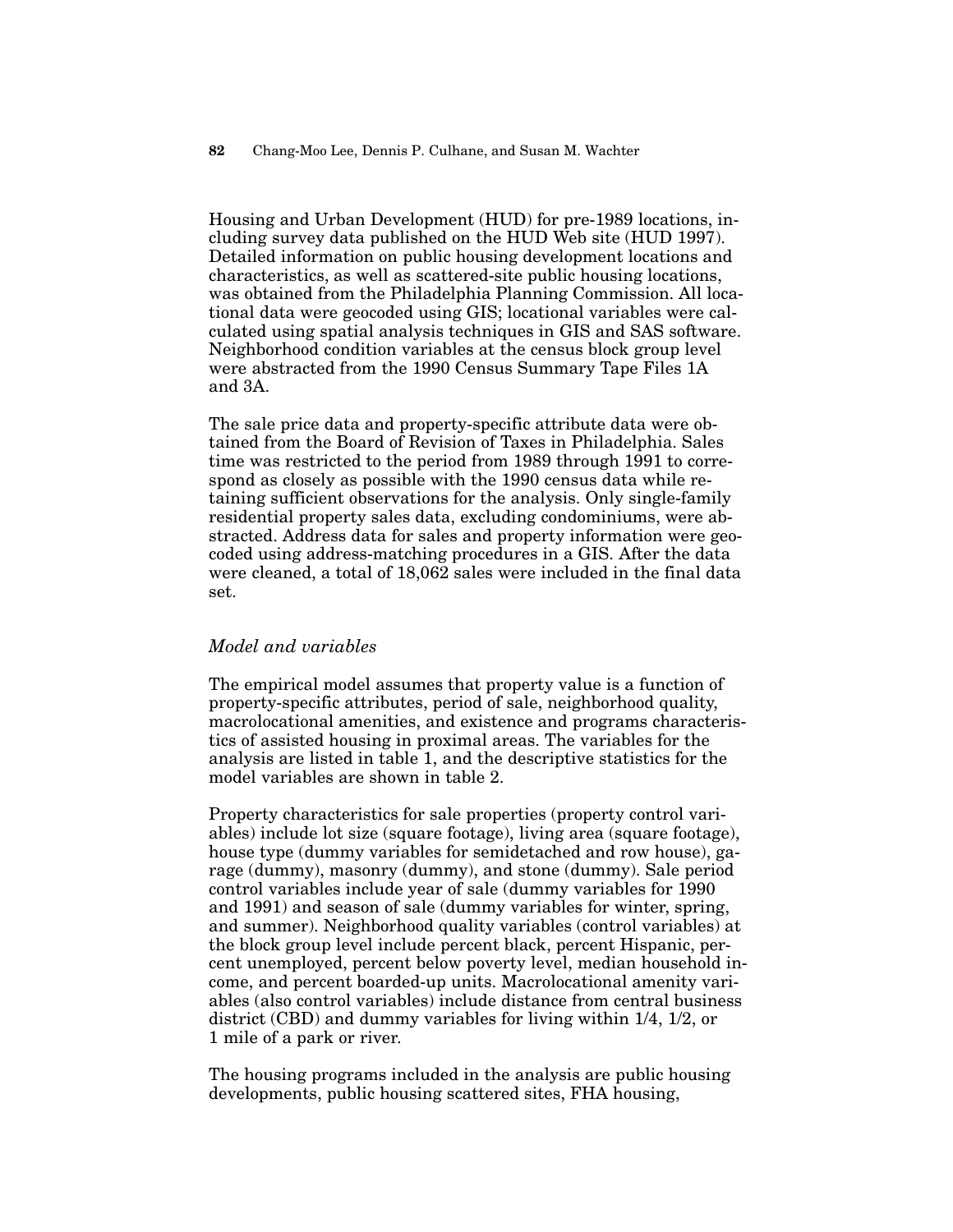Housing and Urban Development (HUD) for pre-1989 locations, including survey data published on the HUD Web site (HUD 1997). Detailed information on public housing development locations and characteristics, as well as scattered-site public housing locations, was obtained from the Philadelphia Planning Commission. All locational data were geocoded using GIS; locational variables were calculated using spatial analysis techniques in GIS and SAS software. Neighborhood condition variables at the census block group level were abstracted from the 1990 Census Summary Tape Files 1A and 3A.

The sale price data and property-specific attribute data were obtained from the Board of Revision of Taxes in Philadelphia. Sales time was restricted to the period from 1989 through 1991 to correspond as closely as possible with the 1990 census data while retaining sufficient observations for the analysis. Only single-family residential property sales data, excluding condominiums, were abstracted. Address data for sales and property information were geocoded using address-matching procedures in a GIS. After the data were cleaned, a total of 18,062 sales were included in the final data set.

### *Model and variables*

The empirical model assumes that property value is a function of property-specific attributes, period of sale, neighborhood quality, macrolocational amenities, and existence and programs characteristics of assisted housing in proximal areas. The variables for the analysis are listed in table 1, and the descriptive statistics for the model variables are shown in table 2.

Property characteristics for sale properties (property control variables) include lot size (square footage), living area (square footage), house type (dummy variables for semidetached and row house), garage (dummy), masonry (dummy), and stone (dummy). Sale period control variables include year of sale (dummy variables for 1990 and 1991) and season of sale (dummy variables for winter, spring, and summer). Neighborhood quality variables (control variables) at the block group level include percent black, percent Hispanic, percent unemployed, percent below poverty level, median household income, and percent boarded-up units. Macrolocational amenity variables (also control variables) include distance from central business district (CBD) and dummy variables for living within 1/4, 1/2, or 1 mile of a park or river.

The housing programs included in the analysis are public housing developments, public housing scattered sites, FHA housing,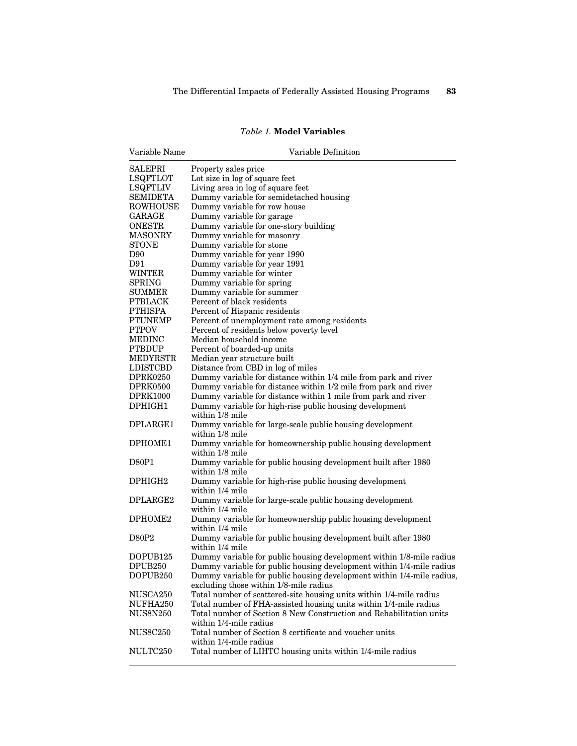*Table 1.* **Model Variables**

| Variable Name | Variable Definition |
|---|---|
| SALEPRI | Property sales price |
| LSQFTLOT | Lot size in log of square feet |
| LSQFTLIV | Living area in log of square feet |
| SEMIDETA | Dummy variable for semidetached housing |
| ROWHOUSE | Dummy variable for row house |
| GARAGE | Dummy variable for garage |
| ONESTR | Dummy variable for one-story building |
| MASONRY | Dummy variable for masonry |
| STONE | Dummy variable for stone |
| D90 | Dummy variable for year 1990 |
| D91 | Dummy variable for year 1991 |
| WINTER | Dummy variable for winter |
| SPRING | Dummy variable for spring |
| SUMMER | Dummy variable for summer |
| PTBLACK | Percent of black residents |
| PTHISPA | Percent of Hispanic residents |
| PTUNEMP | Percent of unemployment rate among residents |
| PTPOV | Percent of residents below poverty level |
| MEDINC | Median household income |
| PTBDUP | Percent of boarded-up units |
| MEDYRSTR | Median year structure built |
| LDISTCBD | Distance from CBD in log of miles |
| DPRK0250 | Dummy variable for distance within 1/4 mile from park and river |
| DPRK0500 | Dummy variable for distance within 1/2 mile from park and river |
| DPRK1000 | Dummy variable for distance within 1 mile from park and river |
| DPHIGH1 | Dummy variable for high-rise public housing development within 1/8 mile |
| DPLARGE1 | Dummy variable for large-scale public housing development within 1/8 mile |
| DPHOME1 | Dummy variable for homeownership public housing development within 1/8 mile |
| D80P1 | Dummy variable for public housing development built after 1980 within 1/8 mile |
| DPHIGH2 | Dummy variable for high-rise public housing development within 1/4 mile |
| DPLARGE2 | Dummy variable for large-scale public housing development within 1/4 mile |
| DPHOME2 | Dummy variable for homeownership public housing development within 1/4 mile |
| D80P2 | Dummy variable for public housing development built after 1980 within 1/4 mile |
| DOPUB125 | Dummy variable for public housing development within 1/8-mile radius |
| DPUB250 | Dummy variable for public housing development within 1/4-mile radius |
| DOPUB250 | Dummy variable for public housing development within 1/4-mile radius, excluding those within 1/8-mile radius |
| NUSCA250 | Total number of scattered-site housing units within 1/4-mile radius |
| NUFHA250 | Total number of FHA-assisted housing units within 1/4-mile radius |
| NUS8N250 | Total number of Section 8 New Construction and Rehabilitation units within 1/4-mile radius |
| NUS8C250 | Total number of Section 8 certificate and voucher units within 1/4-mile radius |
| NULTC250 | Total number of LIHTC housing units within 1/4-mile radius |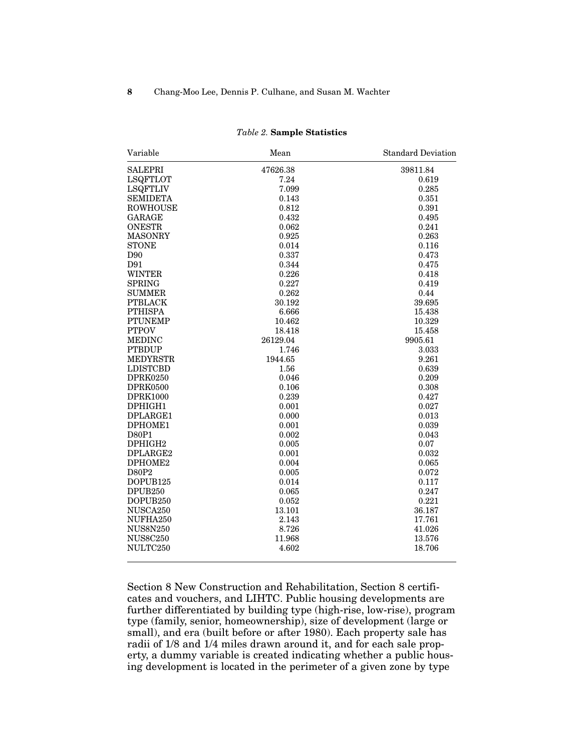*Table 2.* **Sample Statistics**

| Variable | Mean | Standard Deviation |
|---|---|---|
| SALEPRI | 47626.38 | 39811.84 |
| LSQFTLOT | 7.24 | 0.619 |
| LSQFTLIV | 7.099 | 0.285 |
| SEMIDETA | 0.143 | 0.351 |
| ROWHOUSE | 0.812 | 0.391 |
| GARAGE | 0.432 | 0.495 |
| ONESTR | 0.062 | 0.241 |
| MASONRY | 0.925 | 0.263 |
| STONE | 0.014 | 0.116 |
| D90 | 0.337 | 0.473 |
| D91 | 0.344 | 0.475 |
| WINTER | 0.226 | 0.418 |
| SPRING | 0.227 | 0.419 |
| SUMMER | 0.262 | 0.44 |
| PTBLACK | 30.192 | 39.695 |
| PTHISPA | 6.666 | 15.438 |
| PTUNEMP | 10.462 | 10.329 |
| PTPOV | 18.418 | 15.458 |
| MEDINC | 26129.04 | 9905.61 |
| PTBDUP | 1.746 | 3.033 |
| MEDYRSTR | 1944.65 | 9.261 |
| LDISTCBD | 1.56 | 0.639 |
| DPRK0250 | 0.046 | 0.209 |
| DPRK0500 | 0.106 | 0.308 |
| DPRK1000 | 0.239 | 0.427 |
| DPHIGH1 | 0.001 | 0.027 |
| DPLARGE1 | 0.000 | 0.013 |
| DPHOME1 | 0.001 | 0.039 |
| D80P1 | 0.002 | 0.043 |
| DPHIGH2 | 0.005 | 0.07 |
| DPLARGE2 | 0.001 | 0.032 |
| DPHOME2 | 0.004 | 0.065 |
| D80P2 | 0.005 | 0.072 |
| DOPUB125 | 0.014 | 0.117 |
| DPUB250 | 0.065 | 0.247 |
| DOPUB250 | 0.052 | 0.221 |
| NUSCA250 | 13.101 | 36.187 |
| NUFHA250 | 2.143 | 17.761 |
| NUS8N250 | 8.726 | 41.026 |
| NUS8C250 | 11.968 | 13.576 |
| NULTC250 | 4.602 | 18.706 |

Section 8 New Construction and Rehabilitation, Section 8 certificates and vouchers, and LIHTC. Public housing developments are further differentiated by building type (high-rise, low-rise), program type (family, senior, homeownership), size of development (large or small), and era (built before or after 1980). Each property sale has radii of 1/8 and 1/4 miles drawn around it, and for each sale property, a dummy variable is created indicating whether a public housing development is located in the perimeter of a given zone by type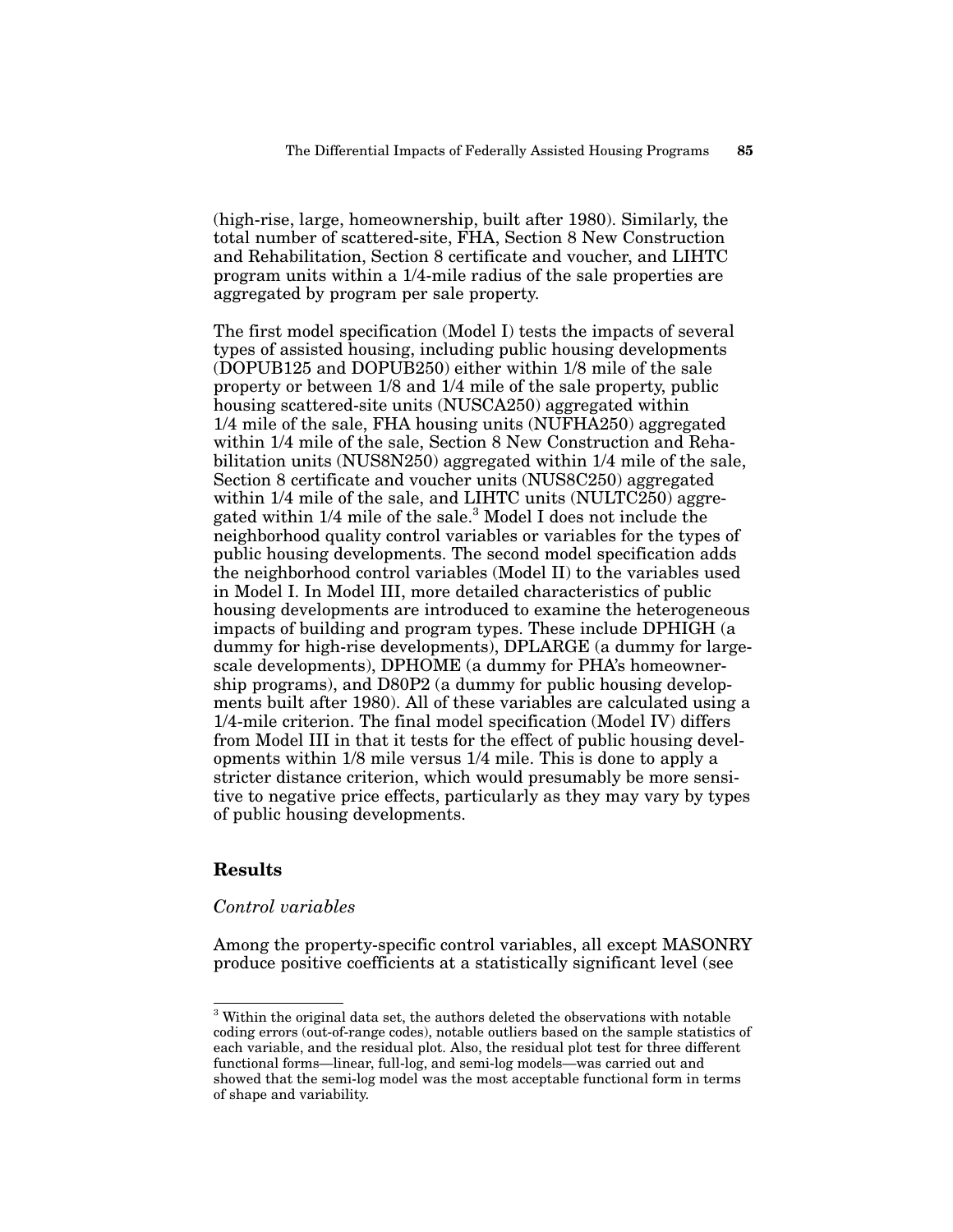(high-rise, large, homeownership, built after 1980). Similarly, the total number of scattered-site, FHA, Section 8 New Construction and Rehabilitation, Section 8 certificate and voucher, and LIHTC program units within a 1/4-mile radius of the sale properties are aggregated by program per sale property.

The first model specification (Model I) tests the impacts of several types of assisted housing, including public housing developments (DOPUB125 and DOPUB250) either within 1/8 mile of the sale property or between 1/8 and 1/4 mile of the sale property, public housing scattered-site units (NUSCA250) aggregated within 1/4 mile of the sale, FHA housing units (NUFHA250) aggregated within 1/4 mile of the sale, Section 8 New Construction and Rehabilitation units (NUS8N250) aggregated within 1/4 mile of the sale, Section 8 certificate and voucher units (NUS8C250) aggregated within 1/4 mile of the sale, and LIHTC units (NULTC250) aggregated within 1/4 mile of the sale.[3] Model I does not include the neighborhood quality control variables or variables for the types of public housing developments. The second model specification adds the neighborhood control variables (Model II) to the variables used in Model I. In Model III, more detailed characteristics of public housing developments are introduced to examine the heterogeneous impacts of building and program types. These include DPHIGH (a dummy for high-rise developments), DPLARGE (a dummy for large-scale developments), DPHOME (a dummy for PHA's homeownership programs), and D80P2 (a dummy for public housing developments built after 1980). All of these variables are calculated using a 1/4-mile criterion. The final model specification (Model IV) differs from Model III in that it tests for the effect of public housing developments within 1/8 mile versus 1/4 mile. This is done to apply a stricter distance criterion, which would presumably be more sensitive to negative price effects, particularly as they may vary by types of public housing developments.

## Results

### *Control variables*

Among the property-specific control variables, all except MASONRY produce positive coefficients at a statistically significant level (see

[3] Within the original data set, the authors deleted the observations with notable coding errors (out-of-range codes), notable outliers based on the sample statistics of each variable, and the residual plot. Also, the residual plot test for three different functional forms—linear, full-log, and semi-log models—was carried out and showed that the semi-log model was the most acceptable functional form in terms of shape and variability.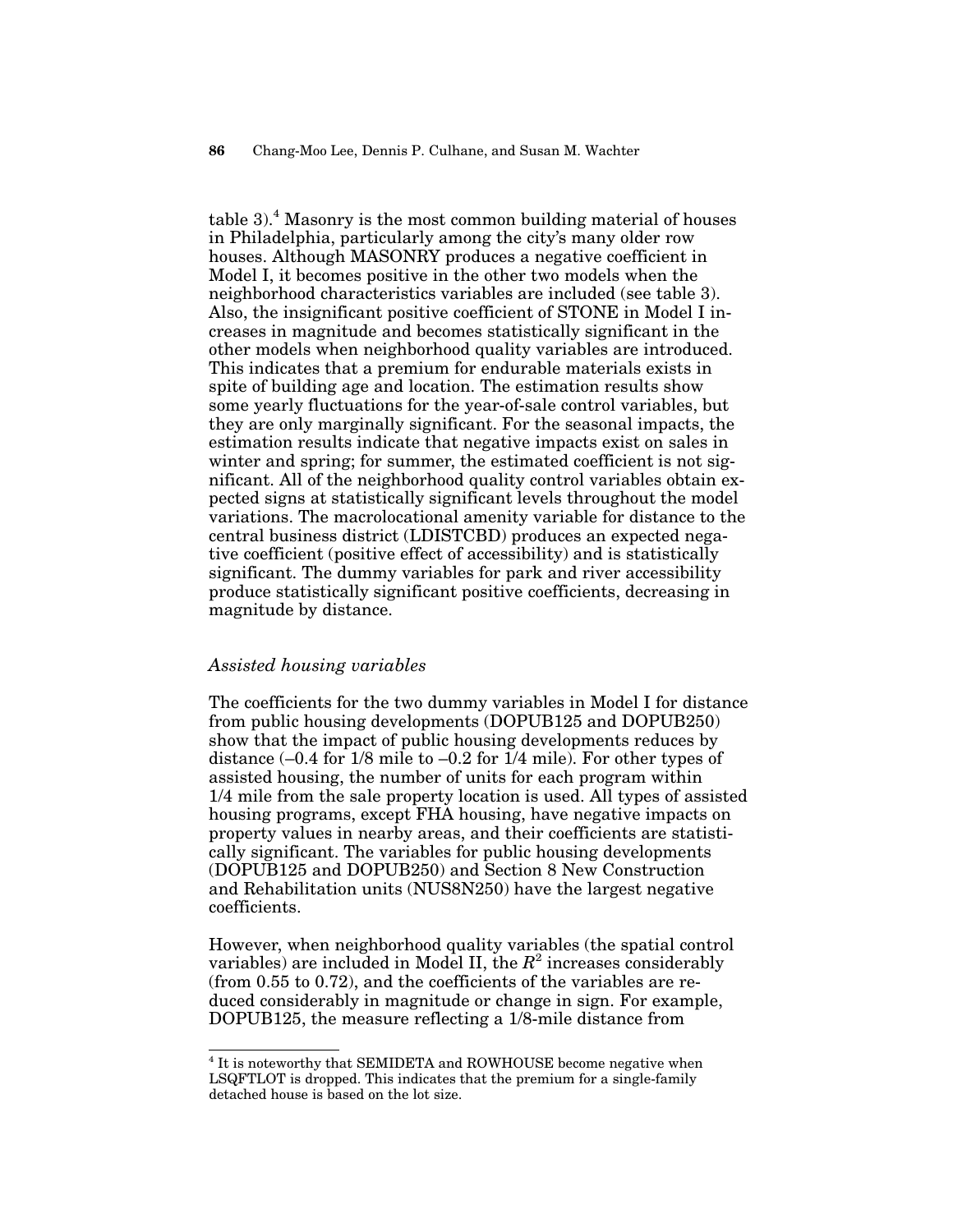table 3).[4] Masonry is the most common building material of houses in Philadelphia, particularly among the city's many older row houses. Although MASONRY produces a negative coefficient in Model I, it becomes positive in the other two models when the neighborhood characteristics variables are included (see table 3). Also, the insignificant positive coefficient of STONE in Model I increases in magnitude and becomes statistically significant in the other models when neighborhood quality variables are introduced. This indicates that a premium for endurable materials exists in spite of building age and location. The estimation results show some yearly fluctuations for the year-of-sale control variables, but they are only marginally significant. For the seasonal impacts, the estimation results indicate that negative impacts exist on sales in winter and spring; for summer, the estimated coefficient is not significant. All of the neighborhood quality control variables obtain expected signs at statistically significant levels throughout the model variations. The macrolocational amenity variable for distance to the central business district (LDISTCBD) produces an expected negative coefficient (positive effect of accessibility) and is statistically significant. The dummy variables for park and river accessibility produce statistically significant positive coefficients, decreasing in magnitude by distance.

### *Assisted housing variables*

The coefficients for the two dummy variables in Model I for distance from public housing developments (DOPUB125 and DOPUB250) show that the impact of public housing developments reduces by distance (–0.4 for 1/8 mile to –0.2 for 1/4 mile). For other types of assisted housing, the number of units for each program within 1/4 mile from the sale property location is used. All types of assisted housing programs, except FHA housing, have negative impacts on property values in nearby areas, and their coefficients are statistically significant. The variables for public housing developments (DOPUB125 and DOPUB250) and Section 8 New Construction and Rehabilitation units (NUS8N250) have the largest negative coefficients.

However, when neighborhood quality variables (the spatial control variables) are included in Model II, the $R^2$ increases considerably (from 0.55 to 0.72), and the coefficients of the variables are reduced considerably in magnitude or change in sign. For example, DOPUB125, the measure reflecting a 1/8-mile distance from

[4] It is noteworthy that SEMIDETA and ROWHOUSE become negative when LSQFTLOT is dropped. This indicates that the premium for a single-family detached house is based on the lot size.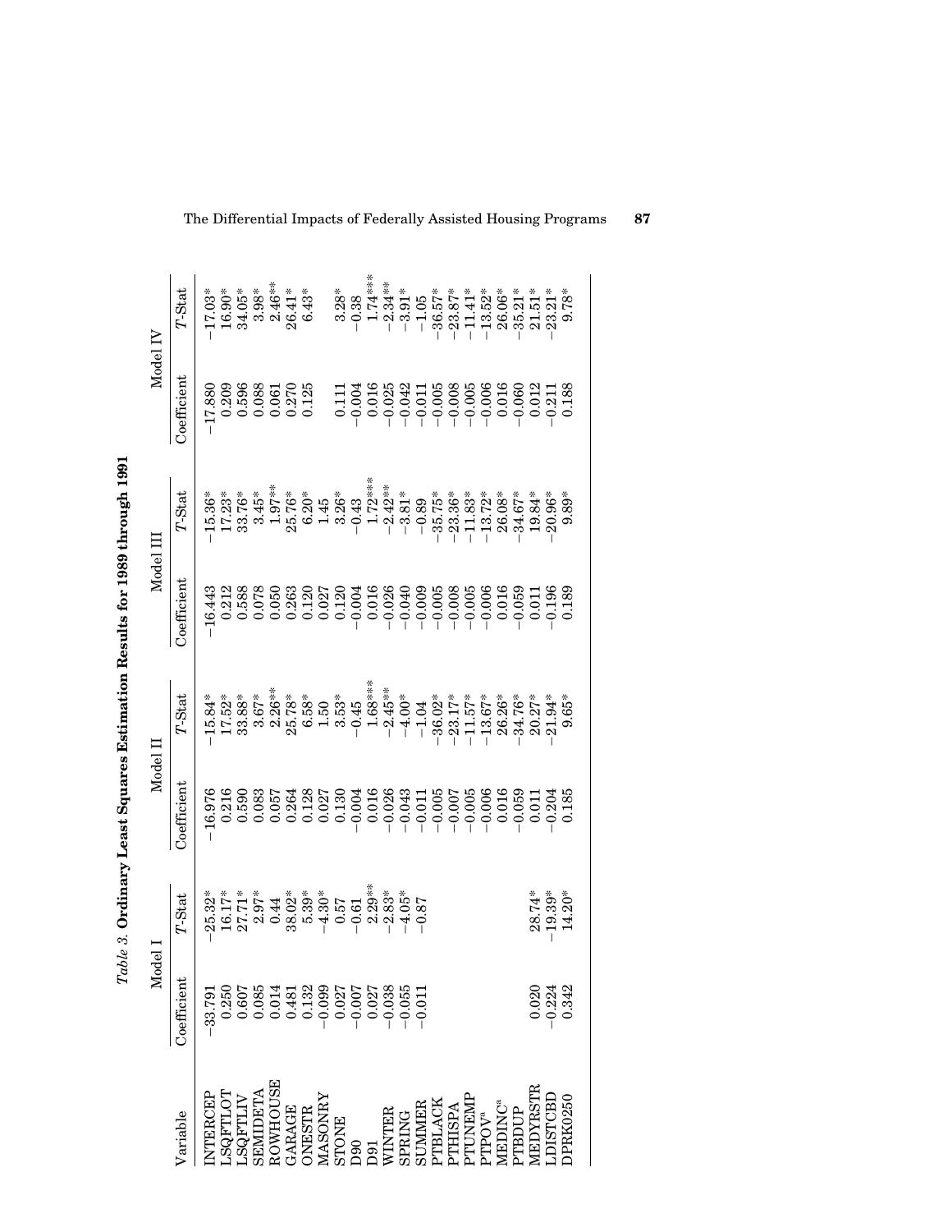*Table 3.* **Ordinary Least Squares Estimation Results for 1989 through 1991**

| Variable | Model I | | Model II | | Model III | | Model IV | |
|---|---|---|---|---|---|---|---|---|
| | Coefficient | *T*-Stat | Coefficient | *T*-Stat | Coefficient | *T*-Stat | Coefficient | *T*-Stat |
| INTERCEP | −33.791 | −25.32* | −16.976 | −15.84* | −16.443 | −15.36* | −17.880 | −17.03* |
| LSQFTLOT | 0.250 | 16.17* | 0.216 | 17.52* | 0.212 | 17.23* | 0.209 | 16.90* |
| LSQFTLIV | 0.607 | 27.71* | 0.590 | 33.88* | 0.588 | 33.76* | 0.596 | 34.05* |
| SEMIDETA | 0.085 | 2.97* | 0.083 | 3.67* | 0.078 | 3.45* | 0.088 | 3.98* |
| ROWHOUSE | 0.014 | 0.44 | 0.057 | 2.26** | 0.050 | 1.97** | 0.061 | 2.46** |
| GARAGE | 0.481 | 38.02* | 0.264 | 25.78* | 0.263 | 25.76* | 0.270 | 26.41* |
| ONESTR | 0.132 | 5.39* | 0.128 | 6.58* | 0.120 | 6.20* | 0.125 | 6.43* |
| MASONRY | −0.099 | −4.30* | 0.027 | 1.50 | 0.027 | 1.45 | | |
| STONE | 0.027 | 0.57 | 0.130 | 3.53* | 0.120 | 3.26* | 0.111 | 3.28* |
| D90 | −0.007 | −0.61 | −0.004 | −0.45 | −0.004 | −0.43 | −0.004 | −0.38 |
| D91 | 0.027 | 2.29** | 0.016 | 1.68*** | 0.016 | 1.72*** | 0.016 | 1.74*** |
| WINTER | −0.038 | −2.83* | −0.026 | −2.45** | −0.026 | −2.42** | −0.025 | −2.34** |
| SPRING | −0.055 | −4.05* | −0.043 | −4.00* | −0.040 | −3.81* | −0.042 | −3.91* |
| SUMMER | −0.011 | −0.87 | −0.011 | −1.04 | −0.009 | −0.89 | −0.011 | −1.05 |
| PTBLACK | | | −0.005 | −36.02* | −0.005 | −35.75* | −0.005 | −36.57* |
| PTHISPA | | | −0.007 | −23.17* | −0.008 | −23.36* | −0.008 | −23.87* |
| PTUNEMP | | | −0.005 | −11.57* | −0.005 | −11.83* | −0.005 | −11.41* |
| PTPOV[a] | | | −0.006 | −13.67* | −0.006 | −13.72* | −0.006 | −13.52* |
| MEDINC[a] | | | 0.016 | 26.26* | 0.016 | 26.08* | 0.016 | 26.06* |
| PTBDUP | | | −0.059 | −34.76* | −0.059 | −34.67* | −0.060 | −35.21* |
| MEDYRSTR | 0.020 | 28.74* | 0.011 | 20.27* | 0.011 | 19.84* | 0.012 | 21.51* |
| LDISTCBD | −0.224 | −19.39* | −0.204 | −21.94* | −0.196 | −20.96* | −0.211 | −23.21* |
| DPRK0250 | 0.342 | 14.20* | 0.185 | 9.65* | 0.189 | 9.89* | 0.188 | 9.78* |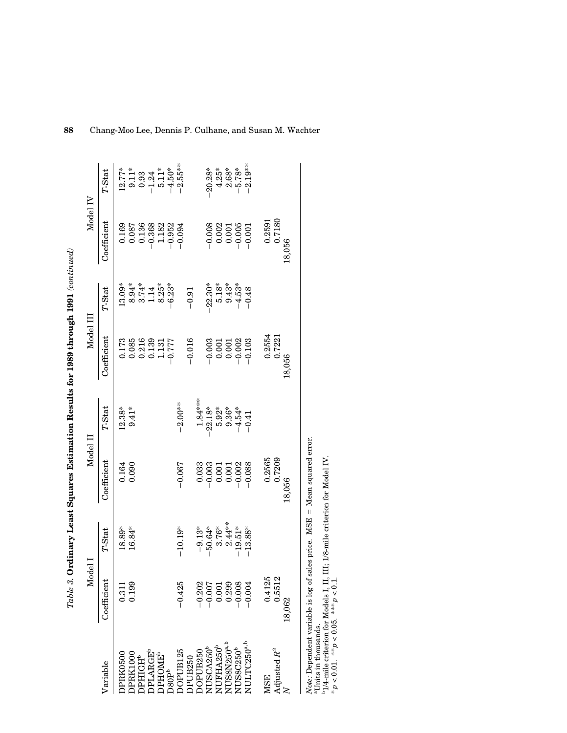*Table 3.* **Ordinary Least Squares Estimation Results for 1989 through 1991** *(continued)*

| Variable | Model I | | Model II | | Model III | | Model IV | |
|---|---|---|---|---|---|---|---|---|
| | Coefficient | $T$-Stat | Coefficient | $T$-Stat | Coefficient | $T$-Stat | Coefficient | $T$-Stat |
| DPRK0500 | 0.311 | 18.89* | 0.164 | 12.38* | 0.173 | 13.09* | 0.169 | 12.77* |
| DPRK1000 | 0.199 | 16.84* | 0.090 | 9.41* | 0.085 | 8.94* | 0.087 | 9.11* |
| DPHIGH[b] | | | | | 0.216 | 3.74* | 0.136 | 0.93 |
| DPLARGE[b] | | | | | 0.139 | 1.14 | −0.368 | −1.24 |
| DPHOME[b] | | | | | 1.131 | 8.25* | 1.182 | 5.11* |
| D80P[b] | | | | | −0.777 | −6.23* | −0.952 | −4.50* |
| DOPUB125 | −0.425 | −10.19* | −0.067 | −2.00** | | | −0.094 | −2.55** |
| DPUB250 | | | | | −0.016 | −0.91 | | |
| DOPUB250 | −0.202 | −9.13* | 0.033 | 1.84*** | | | | |
| NUSCA250[b] | −0.007 | −50.64* | −0.003 | −22.18* | −0.003 | −22.30* | −0.008 | −20.28* |
| NUFHA250[b] | 0.001 | 3.76* | 0.001 | 5.92* | 0.001 | 5.18* | 0.002 | 4.25* |
| NUS8N250[a,b] | −0.299 | −2.44** | 0.001 | 9.36* | 0.001 | 9.43* | 0.001 | 2.68* |
| NUS8C250[b] | −0.008 | −19.51* | −0.002 | −4.54* | −0.002 | −4.53* | −0.005 | −5.78* |
| NULTC250[a,b] | −0.004 | −13.88* | −0.088 | −0.41 | −0.103 | −0.48 | −0.001 | −2.19** |
| MSE | 0.4125 | | 0.2565 | | 0.2554 | | 0.2591 | |
| Adjusted $R^2$ | 0.5512 | | 0.7209 | | 0.7221 | | 0.7180 | |
| $N$ | 18,062 | | 18,056 | | 18,056 | | 18,056 | |

*Note*: Dependent variable is log of sales price. MSE = Mean squared error.
[a]Units in thousands.
[b]1/4-mile criterion for Models I, II, III; 1/8-mile criterion for Model IV.
$^{*}p < 0.01$. $^{**}p < 0.05$. $^{***}p < 0.1$.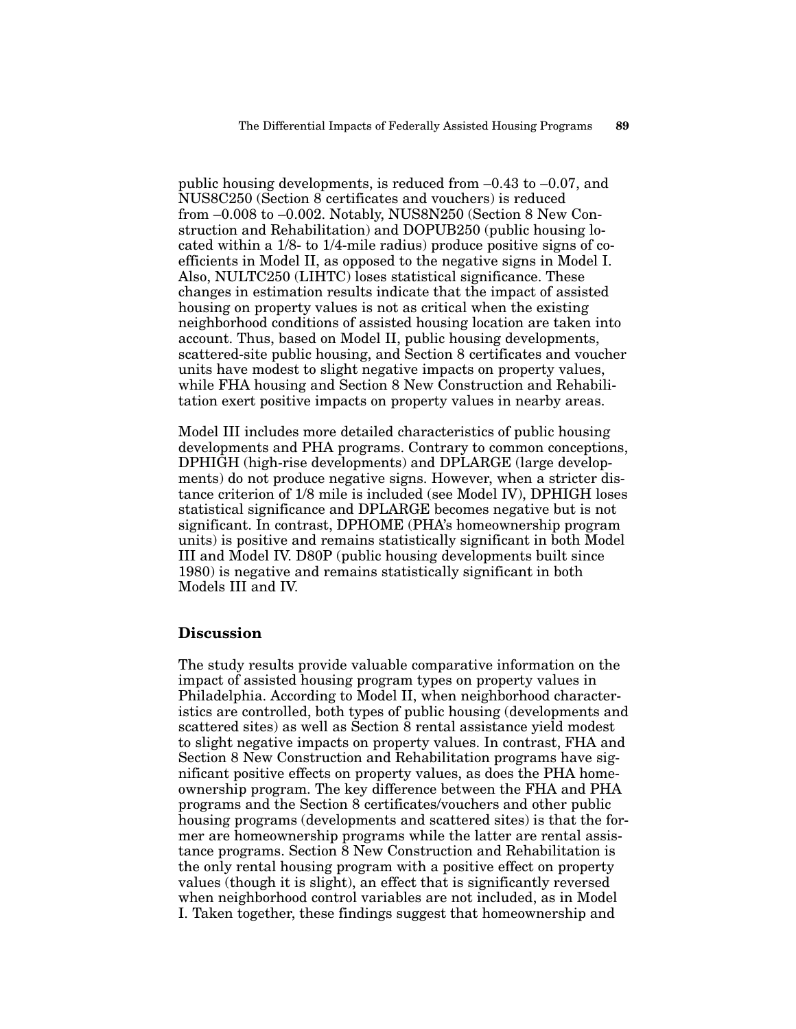public housing developments, is reduced from –0.43 to –0.07, and NUS8C250 (Section 8 certificates and vouchers) is reduced from –0.008 to –0.002. Notably, NUS8N250 (Section 8 New Construction and Rehabilitation) and DOPUB250 (public housing located within a 1/8- to 1/4-mile radius) produce positive signs of coefficients in Model II, as opposed to the negative signs in Model I. Also, NULTC250 (LIHTC) loses statistical significance. These changes in estimation results indicate that the impact of assisted housing on property values is not as critical when the existing neighborhood conditions of assisted housing location are taken into account. Thus, based on Model II, public housing developments, scattered-site public housing, and Section 8 certificates and voucher units have modest to slight negative impacts on property values, while FHA housing and Section 8 New Construction and Rehabilitation exert positive impacts on property values in nearby areas.

Model III includes more detailed characteristics of public housing developments and PHA programs. Contrary to common conceptions, DPHIGH (high-rise developments) and DPLARGE (large developments) do not produce negative signs. However, when a stricter distance criterion of 1/8 mile is included (see Model IV), DPHIGH loses statistical significance and DPLARGE becomes negative but is not significant. In contrast, DPHOME (PHA's homeownership program units) is positive and remains statistically significant in both Model III and Model IV. D80P (public housing developments built since 1980) is negative and remains statistically significant in both Models III and IV.

## Discussion

The study results provide valuable comparative information on the impact of assisted housing program types on property values in Philadelphia. According to Model II, when neighborhood characteristics are controlled, both types of public housing (developments and scattered sites) as well as Section 8 rental assistance yield modest to slight negative impacts on property values. In contrast, FHA and Section 8 New Construction and Rehabilitation programs have significant positive effects on property values, as does the PHA homeownership program. The key difference between the FHA and PHA programs and the Section 8 certificates/vouchers and other public housing programs (developments and scattered sites) is that the former are homeownership programs while the latter are rental assistance programs. Section 8 New Construction and Rehabilitation is the only rental housing program with a positive effect on property values (though it is slight), an effect that is significantly reversed when neighborhood control variables are not included, as in Model I. Taken together, these findings suggest that homeownership and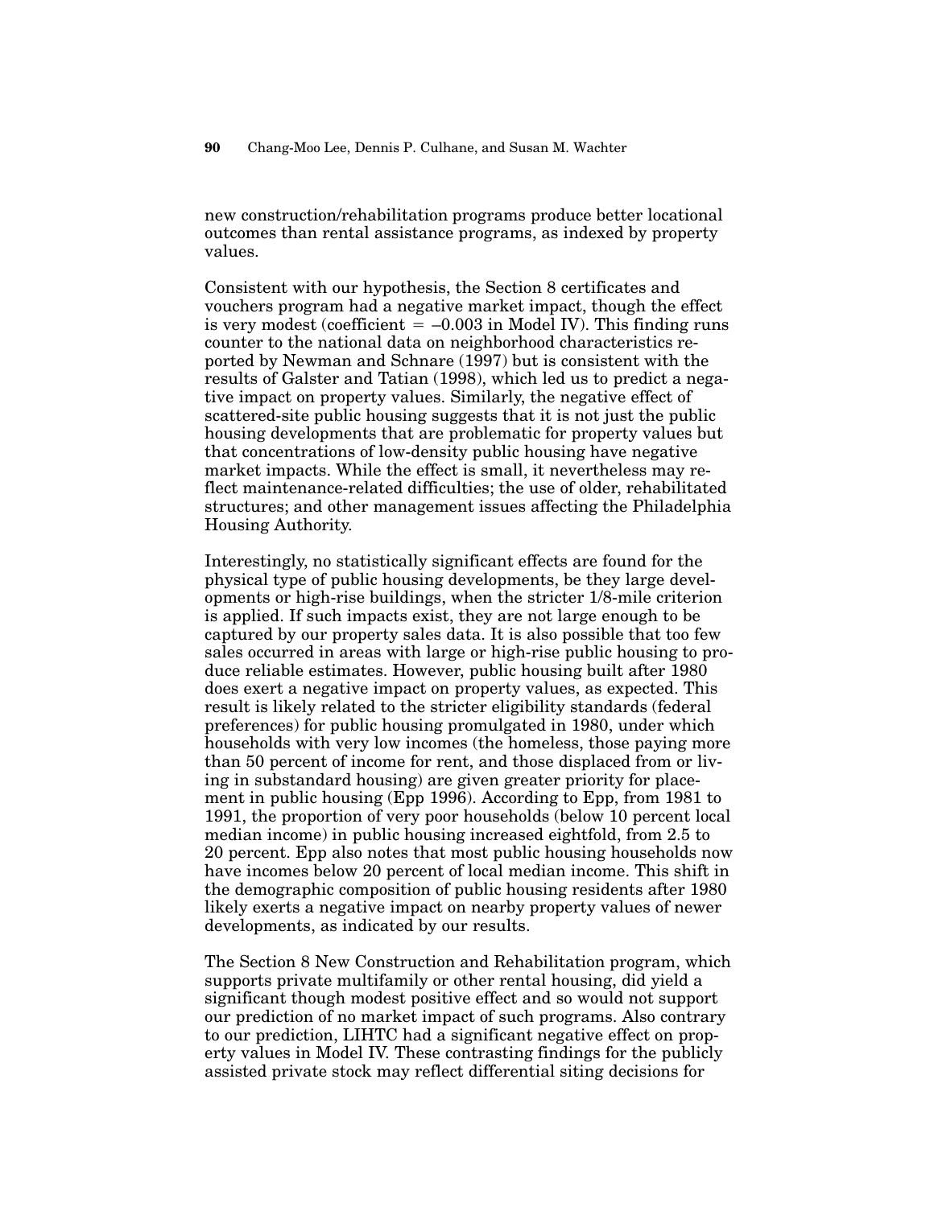new construction/rehabilitation programs produce better locational outcomes than rental assistance programs, as indexed by property values.

Consistent with our hypothesis, the Section 8 certificates and vouchers program had a negative market impact, though the effect is very modest (coefficient = –0.003 in Model IV). This finding runs counter to the national data on neighborhood characteristics reported by Newman and Schnare (1997) but is consistent with the results of Galster and Tatian (1998), which led us to predict a negative impact on property values. Similarly, the negative effect of scattered-site public housing suggests that it is not just the public housing developments that are problematic for property values but that concentrations of low-density public housing have negative market impacts. While the effect is small, it nevertheless may reflect maintenance-related difficulties; the use of older, rehabilitated structures; and other management issues affecting the Philadelphia Housing Authority.

Interestingly, no statistically significant effects are found for the physical type of public housing developments, be they large developments or high-rise buildings, when the stricter 1/8-mile criterion is applied. If such impacts exist, they are not large enough to be captured by our property sales data. It is also possible that too few sales occurred in areas with large or high-rise public housing to produce reliable estimates. However, public housing built after 1980 does exert a negative impact on property values, as expected. This result is likely related to the stricter eligibility standards (federal preferences) for public housing promulgated in 1980, under which households with very low incomes (the homeless, those paying more than 50 percent of income for rent, and those displaced from or living in substandard housing) are given greater priority for placement in public housing (Epp 1996). According to Epp, from 1981 to 1991, the proportion of very poor households (below 10 percent local median income) in public housing increased eightfold, from 2.5 to 20 percent. Epp also notes that most public housing households now have incomes below 20 percent of local median income. This shift in the demographic composition of public housing residents after 1980 likely exerts a negative impact on nearby property values of newer developments, as indicated by our results.

The Section 8 New Construction and Rehabilitation program, which supports private multifamily or other rental housing, did yield a significant though modest positive effect and so would not support our prediction of no market impact of such programs. Also contrary to our prediction, LIHTC had a significant negative effect on property values in Model IV. These contrasting findings for the publicly assisted private stock may reflect differential siting decisions for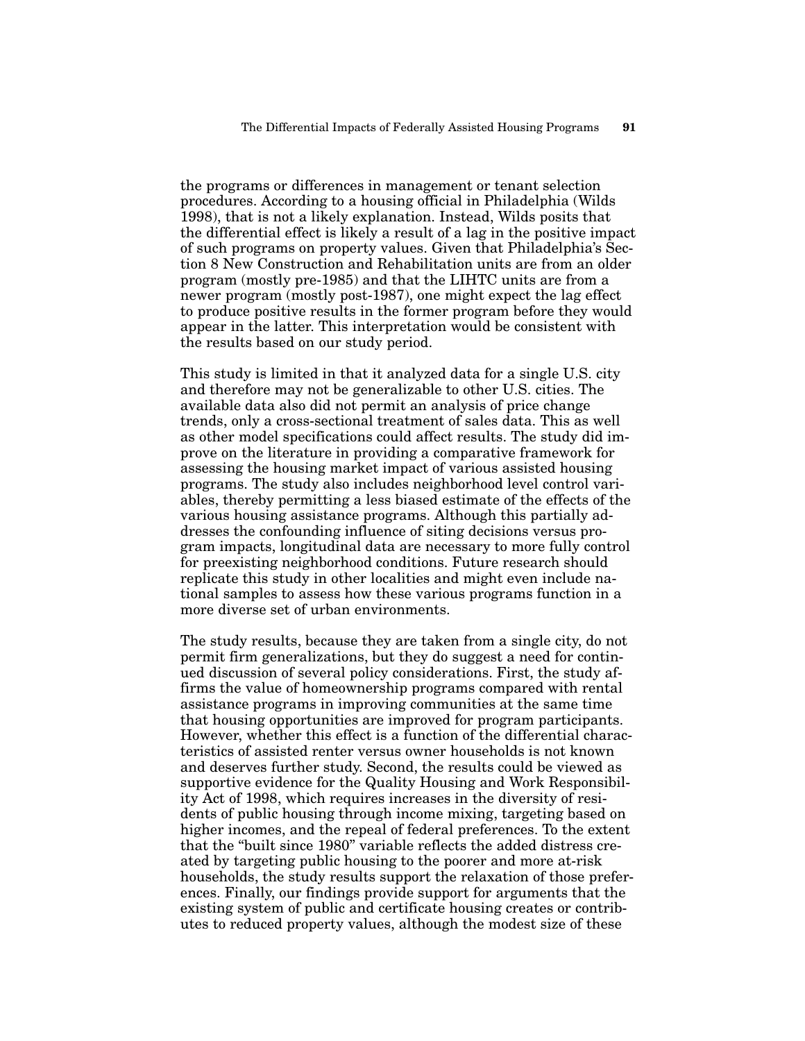the programs or differences in management or tenant selection procedures. According to a housing official in Philadelphia (Wilds 1998), that is not a likely explanation. Instead, Wilds posits that the differential effect is likely a result of a lag in the positive impact of such programs on property values. Given that Philadelphia's Section 8 New Construction and Rehabilitation units are from an older program (mostly pre-1985) and that the LIHTC units are from a newer program (mostly post-1987), one might expect the lag effect to produce positive results in the former program before they would appear in the latter. This interpretation would be consistent with the results based on our study period.

This study is limited in that it analyzed data for a single U.S. city and therefore may not be generalizable to other U.S. cities. The available data also did not permit an analysis of price change trends, only a cross-sectional treatment of sales data. This as well as other model specifications could affect results. The study did improve on the literature in providing a comparative framework for assessing the housing market impact of various assisted housing programs. The study also includes neighborhood level control variables, thereby permitting a less biased estimate of the effects of the various housing assistance programs. Although this partially addresses the confounding influence of siting decisions versus program impacts, longitudinal data are necessary to more fully control for preexisting neighborhood conditions. Future research should replicate this study in other localities and might even include national samples to assess how these various programs function in a more diverse set of urban environments.

The study results, because they are taken from a single city, do not permit firm generalizations, but they do suggest a need for continued discussion of several policy considerations. First, the study affirms the value of homeownership programs compared with rental assistance programs in improving communities at the same time that housing opportunities are improved for program participants. However, whether this effect is a function of the differential characteristics of assisted renter versus owner households is not known and deserves further study. Second, the results could be viewed as supportive evidence for the Quality Housing and Work Responsibility Act of 1998, which requires increases in the diversity of residents of public housing through income mixing, targeting based on higher incomes, and the repeal of federal preferences. To the extent that the "built since 1980" variable reflects the added distress created by targeting public housing to the poorer and more at-risk households, the study results support the relaxation of those preferences. Finally, our findings provide support for arguments that the existing system of public and certificate housing creates or contributes to reduced property values, although the modest size of these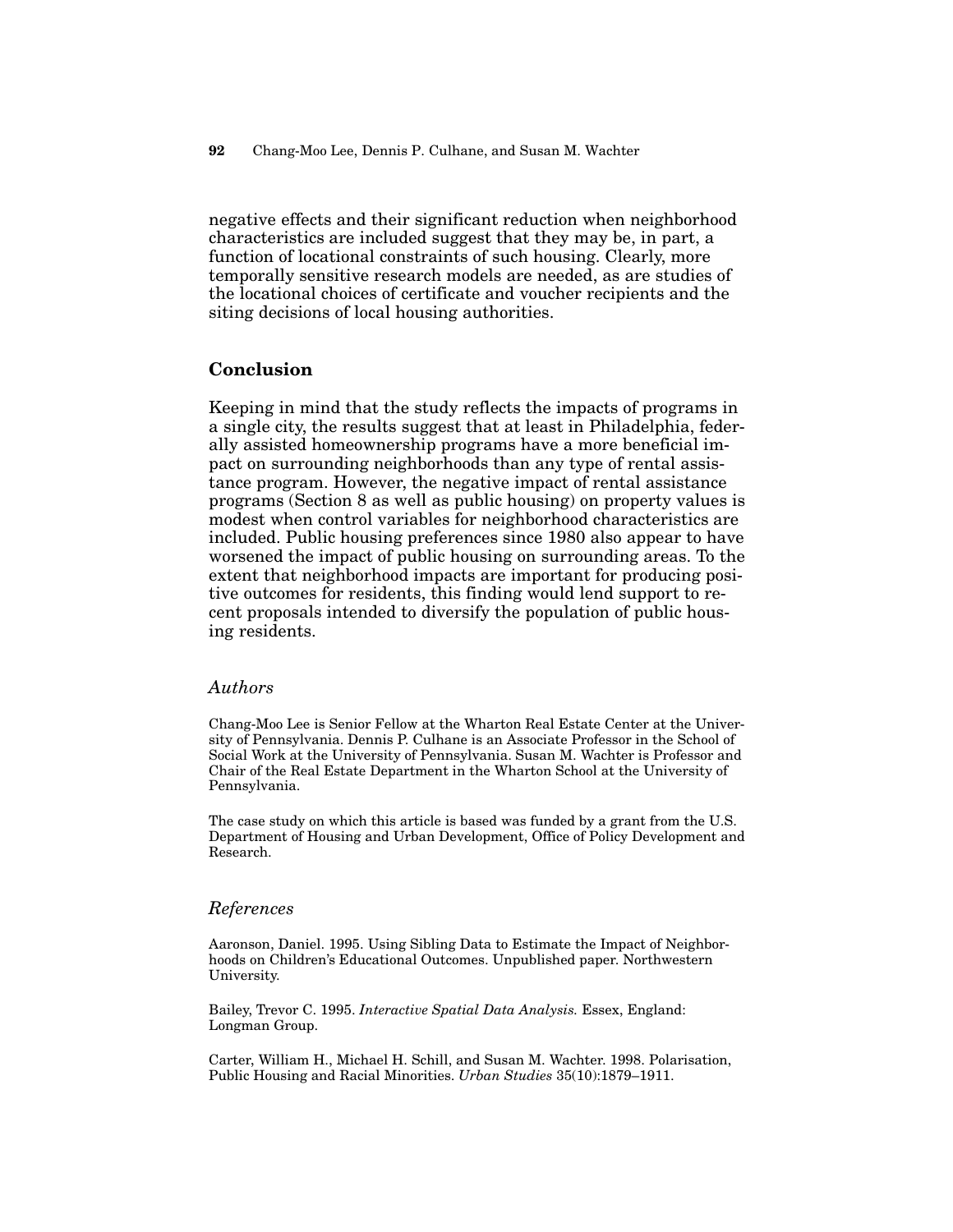negative effects and their significant reduction when neighborhood characteristics are included suggest that they may be, in part, a function of locational constraints of such housing. Clearly, more temporally sensitive research models are needed, as are studies of the locational choices of certificate and voucher recipients and the siting decisions of local housing authorities.

## Conclusion

Keeping in mind that the study reflects the impacts of programs in a single city, the results suggest that at least in Philadelphia, federally assisted homeownership programs have a more beneficial impact on surrounding neighborhoods than any type of rental assistance program. However, the negative impact of rental assistance programs (Section 8 as well as public housing) on property values is modest when control variables for neighborhood characteristics are included. Public housing preferences since 1980 also appear to have worsened the impact of public housing on surrounding areas. To the extent that neighborhood impacts are important for producing positive outcomes for residents, this finding would lend support to recent proposals intended to diversify the population of public housing residents.

### *Authors*

Chang-Moo Lee is Senior Fellow at the Wharton Real Estate Center at the University of Pennsylvania. Dennis P. Culhane is an Associate Professor in the School of Social Work at the University of Pennsylvania. Susan M. Wachter is Professor and Chair of the Real Estate Department in the Wharton School at the University of Pennsylvania.

The case study on which this article is based was funded by a grant from the U.S. Department of Housing and Urban Development, Office of Policy Development and Research.

### *References*

Aaronson, Daniel. 1995. Using Sibling Data to Estimate the Impact of Neighborhoods on Children's Educational Outcomes. Unpublished paper. Northwestern University.

Bailey, Trevor C. 1995. *Interactive Spatial Data Analysis.* Essex, England: Longman Group.

Carter, William H., Michael H. Schill, and Susan M. Wachter. 1998. Polarisation, Public Housing and Racial Minorities. *Urban Studies* 35(10):1879–1911.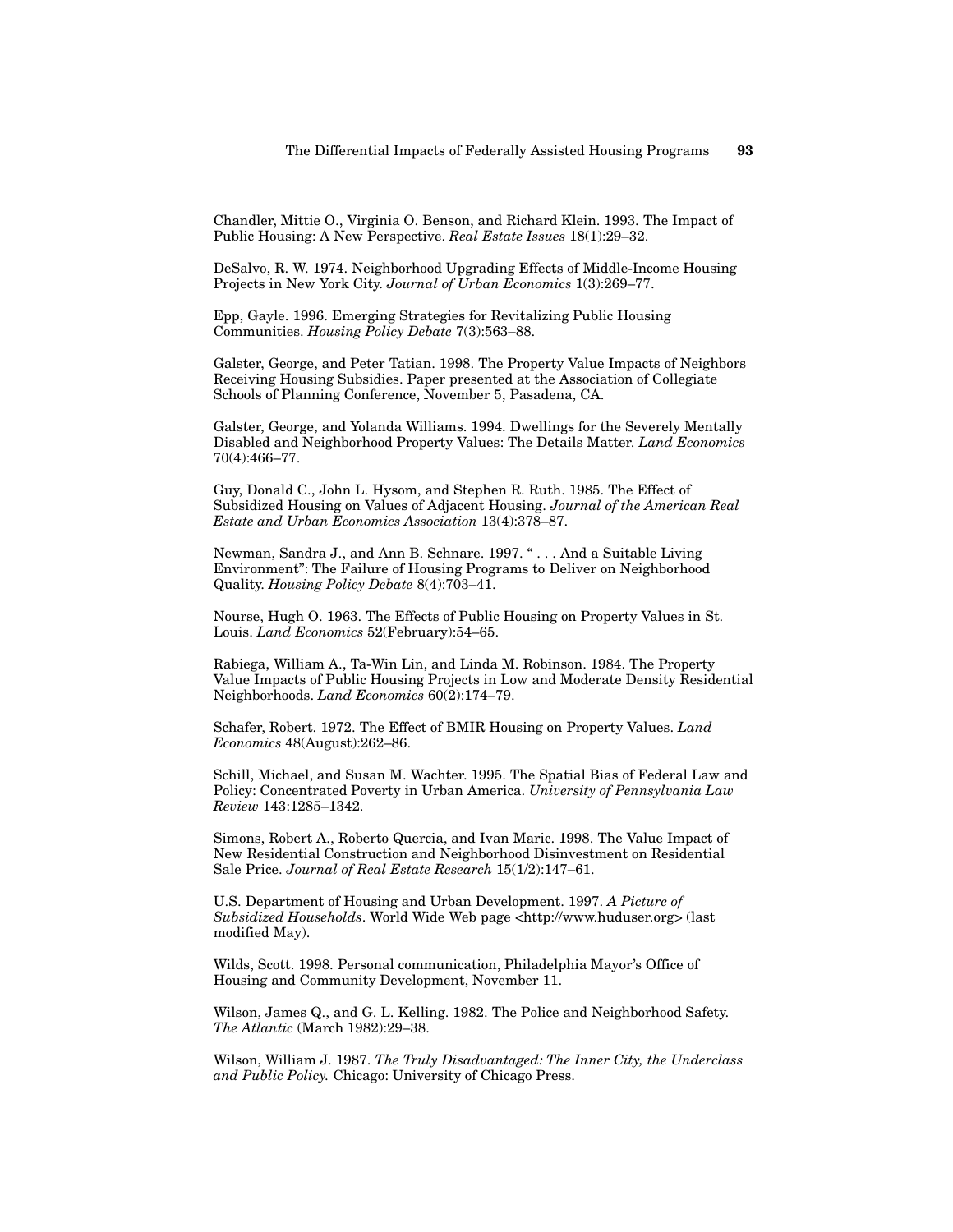Chandler, Mittie O., Virginia O. Benson, and Richard Klein. 1993. The Impact of Public Housing: A New Perspective. *Real Estate Issues* 18(1):29–32.

DeSalvo, R. W. 1974. Neighborhood Upgrading Effects of Middle-Income Housing Projects in New York City. *Journal of Urban Economics* 1(3):269–77.

Epp, Gayle. 1996. Emerging Strategies for Revitalizing Public Housing Communities. *Housing Policy Debate* 7(3):563–88.

Galster, George, and Peter Tatian. 1998. The Property Value Impacts of Neighbors Receiving Housing Subsidies. Paper presented at the Association of Collegiate Schools of Planning Conference, November 5, Pasadena, CA.

Galster, George, and Yolanda Williams. 1994. Dwellings for the Severely Mentally Disabled and Neighborhood Property Values: The Details Matter. *Land Economics* 70(4):466–77.

Guy, Donald C., John L. Hysom, and Stephen R. Ruth. 1985. The Effect of Subsidized Housing on Values of Adjacent Housing. *Journal of the American Real Estate and Urban Economics Association* 13(4):378–87.

Newman, Sandra J., and Ann B. Schnare. 1997. " . . . And a Suitable Living Environment": The Failure of Housing Programs to Deliver on Neighborhood Quality. *Housing Policy Debate* 8(4):703–41.

Nourse, Hugh O. 1963. The Effects of Public Housing on Property Values in St. Louis. *Land Economics* 52(February):54–65.

Rabiega, William A., Ta-Win Lin, and Linda M. Robinson. 1984. The Property Value Impacts of Public Housing Projects in Low and Moderate Density Residential Neighborhoods. *Land Economics* 60(2):174–79.

Schafer, Robert. 1972. The Effect of BMIR Housing on Property Values. *Land Economics* 48(August):262–86.

Schill, Michael, and Susan M. Wachter. 1995. The Spatial Bias of Federal Law and Policy: Concentrated Poverty in Urban America. *University of Pennsylvania Law Review* 143:1285–1342.

Simons, Robert A., Roberto Quercia, and Ivan Maric. 1998. The Value Impact of New Residential Construction and Neighborhood Disinvestment on Residential Sale Price. *Journal of Real Estate Research* 15(1/2):147–61.

U.S. Department of Housing and Urban Development. 1997. *A Picture of Subsidized Households*. World Wide Web page <http://www.huduser.org> (last modified May).

Wilds, Scott. 1998. Personal communication, Philadelphia Mayor's Office of Housing and Community Development, November 11.

Wilson, James Q., and G. L. Kelling. 1982. The Police and Neighborhood Safety. *The Atlantic* (March 1982):29–38.

Wilson, William J. 1987. *The Truly Disadvantaged: The Inner City, the Underclass and Public Policy.* Chicago: University of Chicago Press.